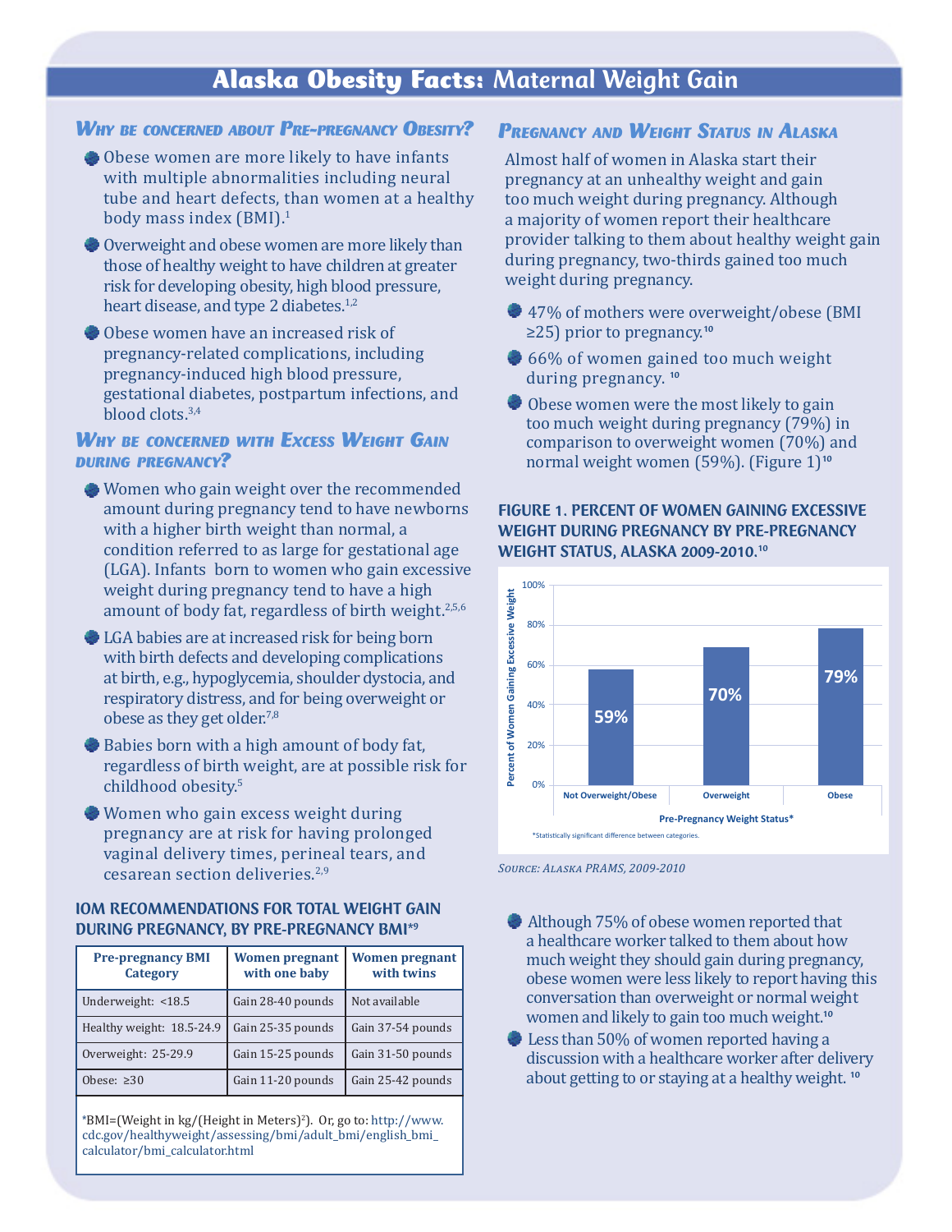# Alaska Obesity Facts: Maternal Weight Gain

### *Why be concerned about Pre-pregnancy Obesity?*

- Obese women are more likely to have infants with multiple abnormalities including neural tube and heart defects, than women at a healthy body mass index (BMI).[1]
- Overweight and obese women are more likely than those of healthy weight to have children at greater risk for developing obesity, high blood pressure, heart disease, and type 2 diabetes.[1,2]
- Obese women have an increased risk of pregnancy-related complications, including pregnancy-induced high blood pressure, gestational diabetes, postpartum infections, and blood clots.[3,4]

### *Why be concerned with Excess Weight Gain during pregnancy?*

- Women who gain weight over the recommended amount during pregnancy tend to have newborns with a higher birth weight than normal, a condition referred to as large for gestational age (LGA). Infants born to women who gain excessive weight during pregnancy tend to have a high amount of body fat, regardless of birth weight.[2,5,6]
- LGA babies are at increased risk for being born with birth defects and developing complications at birth, e.g., hypoglycemia, shoulder dystocia, and respiratory distress, and for being overweight or obese as they get older.[7,8]
- Babies born with a high amount of body fat, regardless of birth weight, are at possible risk for childhood obesity.[5]
- Women who gain excess weight during pregnancy are at risk for having prolonged vaginal delivery times, perineal tears, and cesarean section deliveries.[2,9]

**IOM RECOMMENDATIONS FOR TOTAL WEIGHT GAIN DURING PREGNANCY, BY PRE-PREGNANCY BMI*[9]**

| Pre-pregnancy BMI Category | Women pregnant with one baby | Women pregnant with twins |
|---|---|---|
| Underweight: <18.5 | Gain 28-40 pounds | Not available |
| Healthy weight: 18.5-24.9 | Gain 25-35 pounds | Gain 37-54 pounds |
| Overweight: 25-29.9 | Gain 15-25 pounds | Gain 31-50 pounds |
| Obese: ≥30 | Gain 11-20 pounds | Gain 25-42 pounds |

*BMI=(Weight in kg/(Height in Meters)$^2$). Or, go to: http://www.cdc.gov/healthyweight/assessing/bmi/adult_bmi/english_bmi_calculator/bmi_calculator.html

### *Pregnancy and Weight Status in Alaska*

Almost half of women in Alaska start their pregnancy at an unhealthy weight and gain too much weight during pregnancy. Although a majority of women report their healthcare provider talking to them about healthy weight gain during pregnancy, two-thirds gained too much weight during pregnancy.

- 47% of mothers were overweight/obese (BMI ≥25) prior to pregnancy.[10]
- 66% of women gained too much weight during pregnancy.[10]
- Obese women were the most likely to gain too much weight during pregnancy (79%) in comparison to overweight women (70%) and normal weight women (59%). (Figure 1)[10]

**FIGURE 1. PERCENT OF WOMEN GAINING EXCESSIVE WEIGHT DURING PREGNANCY BY PRE-PREGNANCY WEIGHT STATUS, ALASKA 2009-2010.[10]**

| Pre-Pregnancy Weight Status* | Percent of Women Gaining Excessive Weight |
|---|---|
| Not Overweight/Obese | 59% |
| Overweight | 70% |
| Obese | 79% |

*Statistically significant difference between categories.

*Source: Alaska PRAMS, 2009-2010*

- Although 75% of obese women reported that a healthcare worker talked to them about how much weight they should gain during pregnancy, obese women were less likely to report having this conversation than overweight or normal weight women and likely to gain too much weight.[10]
- Less than 50% of women reported having a discussion with a healthcare worker after delivery about getting to or staying at a healthy weight.[10]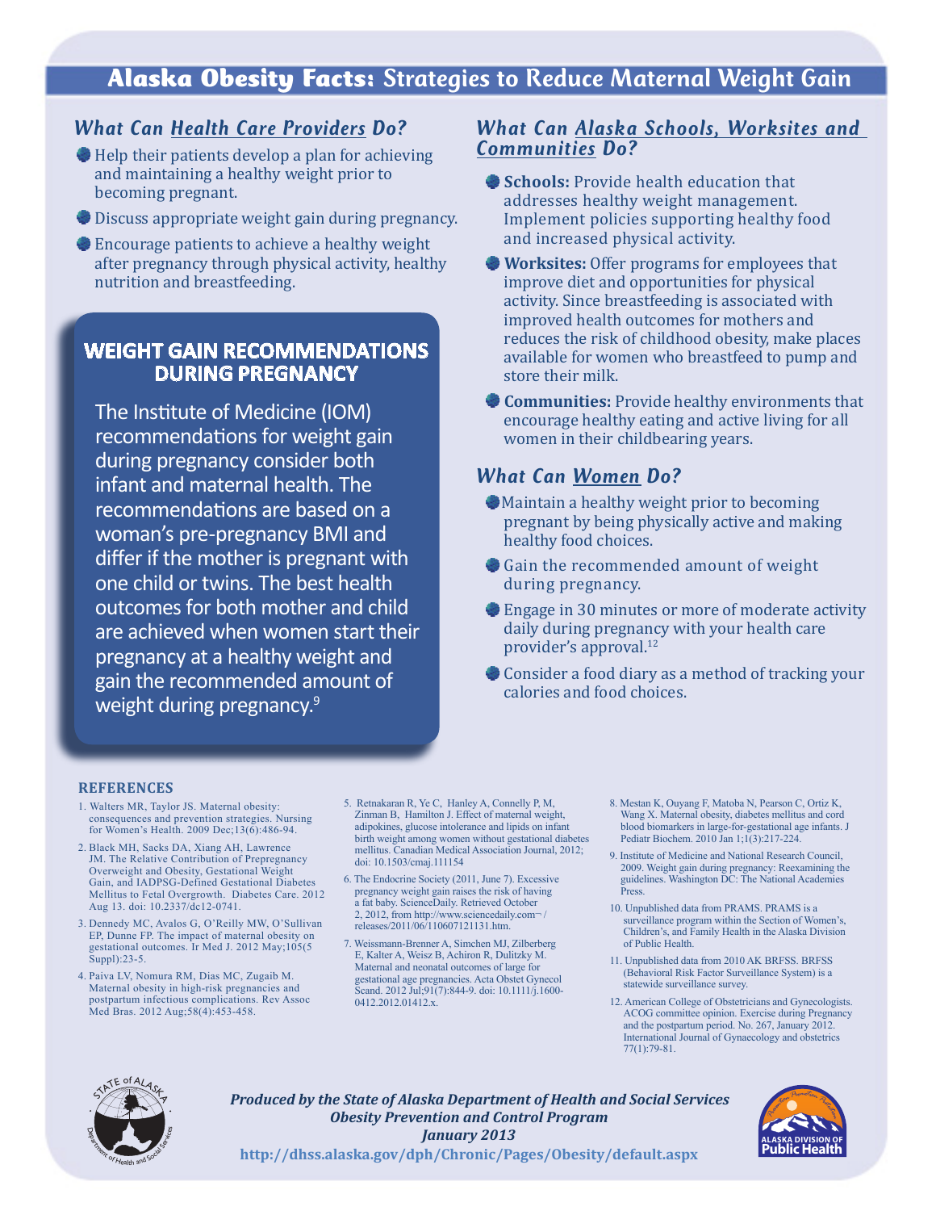# Alaska Obesity Facts: Strategies to Reduce Maternal Weight Gain

## *What Can Health Care Providers Do?*

- Help their patients develop a plan for achieving and maintaining a healthy weight prior to becoming pregnant.
- Discuss appropriate weight gain during pregnancy.
- Encourage patients to achieve a healthy weight after pregnancy through physical activity, healthy nutrition and breastfeeding.

### WEIGHT GAIN RECOMMENDATIONS DURING PREGNANCY

The Institute of Medicine (IOM) recommendations for weight gain during pregnancy consider both infant and maternal health. The recommendations are based on a woman's pre-pregnancy BMI and differ if the mother is pregnant with one child or twins. The best health outcomes for both mother and child are achieved when women start their pregnancy at a healthy weight and gain the recommended amount of weight during pregnancy.[9]

## *What Can Alaska Schools, Worksites and Communities Do?*

- **Schools:** Provide health education that addresses healthy weight management. Implement policies supporting healthy food and increased physical activity.
- **Worksites:** Offer programs for employees that improve diet and opportunities for physical activity. Since breastfeeding is associated with improved health outcomes for mothers and reduces the risk of childhood obesity, make places available for women who breastfeed to pump and store their milk.
- **Communities:** Provide healthy environments that encourage healthy eating and active living for all women in their childbearing years.

## *What Can Women Do?*

- Maintain a healthy weight prior to becoming pregnant by being physically active and making healthy food choices.
- Gain the recommended amount of weight during pregnancy.
- Engage in 30 minutes or more of moderate activity daily during pregnancy with your health care provider's approval.[12]
- Consider a food diary as a method of tracking your calories and food choices.

### REFERENCES

1. Walters MR, Taylor JS. Maternal obesity: consequences and prevention strategies. Nursing for Women's Health. 2009 Dec;13(6):486-94.
2. Black MH, Sacks DA, Xiang AH, Lawrence JM. The Relative Contribution of Prepregnancy Overweight and Obesity, Gestational Weight Gain, and IADPSG-Defined Gestational Diabetes Mellitus to Fetal Overgrowth. Diabetes Care. 2012 Aug 13. doi: 10.2337/dc12-0741.
3. Dennedy MC, Avalos G, O'Reilly MW, O'Sullivan EP, Dunne FP. The impact of maternal obesity on gestational outcomes. Ir Med J. 2012 May;105(5 Suppl):23-5.
4. Paiva LV, Nomura RM, Dias MC, Zugaib M. Maternal obesity in high-risk pregnancies and postpartum infectious complications. Rev Assoc Med Bras. 2012 Aug;58(4):453-458.
5. Retnakaran R, Ye C, Hanley A, Connelly P, M, Zinman B, Hamilton J. Effect of maternal weight, adipokines, glucose intolerance and lipids on infant birth weight among women without gestational diabetes mellitus. Canadian Medical Association Journal, 2012; doi: 10.1503/cmaj.111154
6. The Endocrine Society (2011, June 7). Excessive pregnancy weight gain raises the risk of having a fat baby. ScienceDaily. Retrieved October 2, 2012, from http://www.sciencedaily.com¬/releases/2011/06/110607121131.htm.
7. Weissmann-Brenner A, Simchen MJ, Zilberberg E, Kalter A, Weisz B, Achiron R, Dulitzky M. Maternal and neonatal outcomes of large for gestational age pregnancies. Acta Obstet Gynecol Scand. 2012 Jul;91(7):844-9. doi: 10.1111/j.1600-0412.2012.01412.x.
8. Mestan K, Ouyang F, Matoba N, Pearson C, Ortiz K, Wang X. Maternal obesity, diabetes mellitus and cord blood biomarkers in large-for-gestational age infants. J Pediatr Biochem. 2010 Jan 1;1(3):217-224.
9. Institute of Medicine and National Research Council, 2009. Weight gain during pregnancy: Reexamining the guidelines. Washington DC: The National Academies Press.
10. Unpublished data from PRAMS. PRAMS is a surveillance program within the Section of Women's, Children's, and Family Health in the Alaska Division of Public Health.
11. Unpublished data from 2010 AK BRFSS. BRFSS (Behavioral Risk Factor Surveillance System) is a statewide surveillance survey.
12. American College of Obstetricians and Gynecologists. ACOG committee opinion. Exercise during Pregnancy and the postpartum period. No. 267, January 2012. International Journal of Gynaecology and obstetrics 77(1):79-81.

*Produced by the State of Alaska Department of Health and Social Services*
*Obesity Prevention and Control Program*
*January 2013*

**http://dhss.alaska.gov/dph/Chronic/Pages/Obesity/default.aspx**